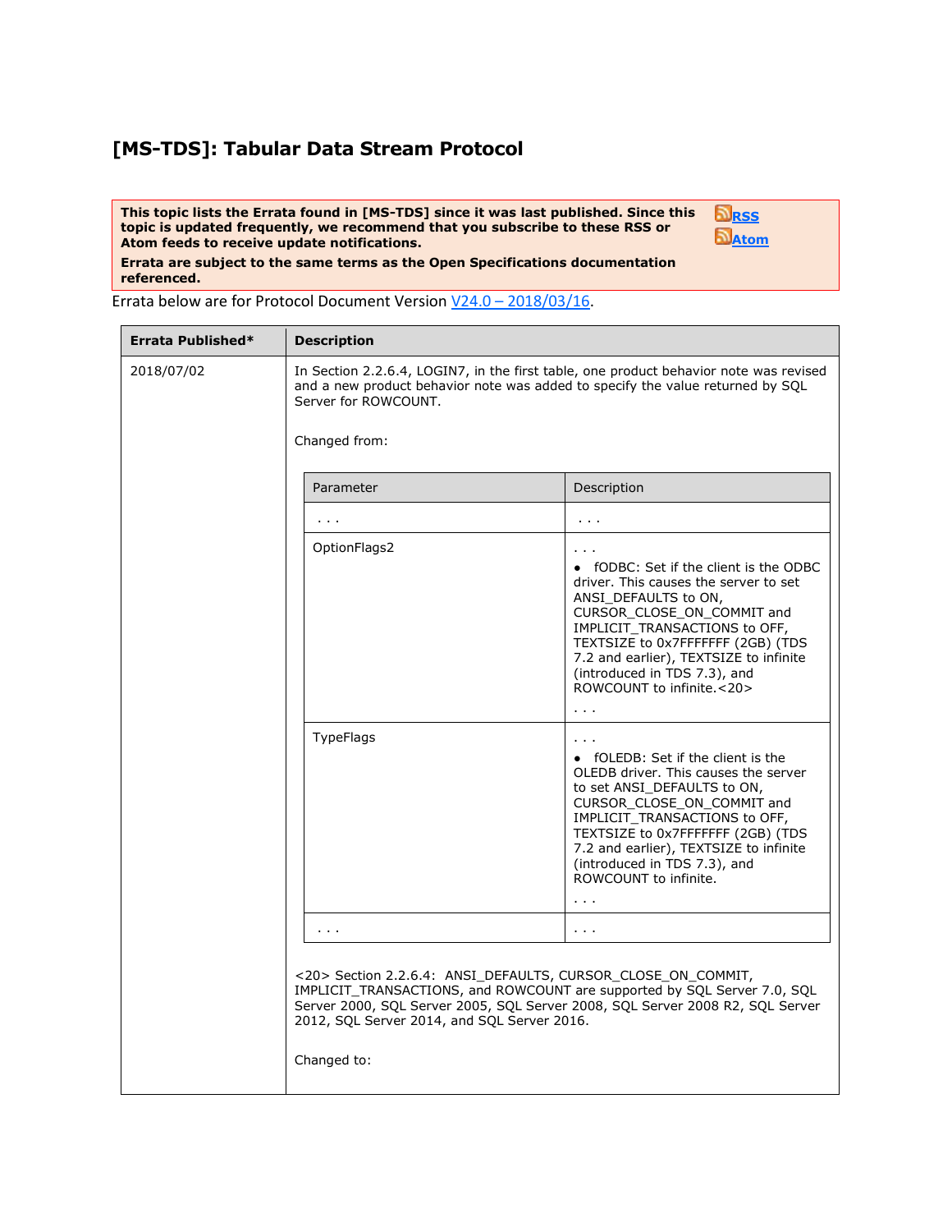# [MS-TDS]: Tabular Data Stream Protocol

**This topic lists the Errata found in [MS-TDS] since it was last published. Since this topic is updated frequently, we recommend that you subscribe to these RSS or Atom feeds to receive update notifications.**

**Errata are subject to the same terms as the Open Specifications documentation referenced.**

RSS
Atom

Errata below are for Protocol Document Version V24.0 – 2018/03/16.

| Errata Published* | Description |
|---|---|
| 2018/07/02 | In Section 2.2.6.4, LOGIN7, in the first table, one product behavior note was revised and a new product behavior note was added to specify the value returned by SQL Server for ROWCOUNT.<br><br>Changed from:<br><br>(see table below)<br><br><20> Section 2.2.6.4: ANSI_DEFAULTS, CURSOR_CLOSE_ON_COMMIT, IMPLICIT_TRANSACTIONS, and ROWCOUNT are supported by SQL Server 7.0, SQL Server 2000, SQL Server 2005, SQL Server 2008, SQL Server 2008 R2, SQL Server 2012, SQL Server 2014, and SQL Server 2016.<br><br>Changed to: |

| Parameter | Description |
|---|---|
| . . . | . . . |
| OptionFlags2 | . . .<br>• fODBC: Set if the client is the ODBC driver. This causes the server to set ANSI_DEFAULTS to ON, CURSOR_CLOSE_ON_COMMIT and IMPLICIT_TRANSACTIONS to OFF, TEXTSIZE to 0x7FFFFFFF (2GB) (TDS 7.2 and earlier), TEXTSIZE to infinite (introduced in TDS 7.3), and ROWCOUNT to infinite.<20><br>. . . |
| TypeFlags | . . .<br>• fOLEDB: Set if the client is the OLEDB driver. This causes the server to set ANSI_DEFAULTS to ON, CURSOR_CLOSE_ON_COMMIT and IMPLICIT_TRANSACTIONS to OFF, TEXTSIZE to 0x7FFFFFFF (2GB) (TDS 7.2 and earlier), TEXTSIZE to infinite (introduced in TDS 7.3), and ROWCOUNT to infinite.<br>. . . |
| . . . | . . . |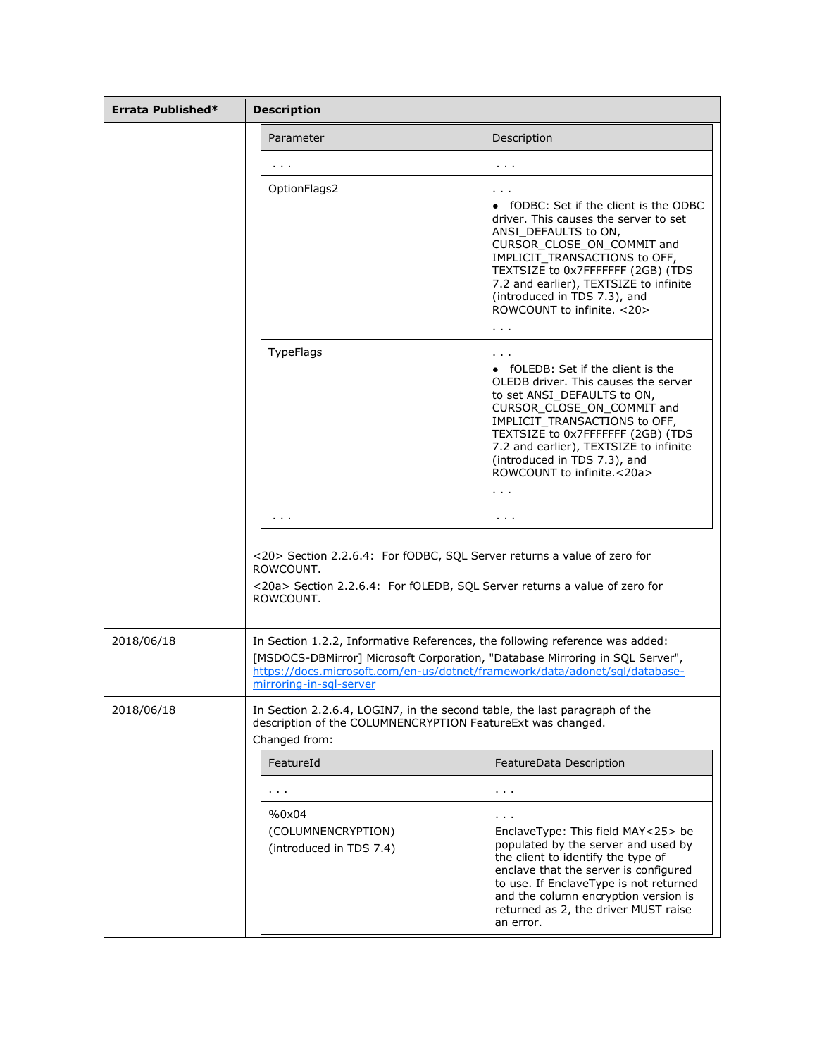| Errata Published* | Description |
|---|---|
| | (continued) |

| Parameter | Description |
|---|---|
| . . . | . . . |
| OptionFlags2 | . . .<br>• fODBC: Set if the client is the ODBC driver. This causes the server to set ANSI_DEFAULTS to ON, CURSOR_CLOSE_ON_COMMIT and IMPLICIT_TRANSACTIONS to OFF, TEXTSIZE to 0x7FFFFFFF (2GB) (TDS 7.2 and earlier), TEXTSIZE to infinite (introduced in TDS 7.3), and ROWCOUNT to infinite. <20><br>. . . |
| TypeFlags | . . .<br>• fOLEDB: Set if the client is the OLEDB driver. This causes the server to set ANSI_DEFAULTS to ON, CURSOR_CLOSE_ON_COMMIT and IMPLICIT_TRANSACTIONS to OFF, TEXTSIZE to 0x7FFFFFFF (2GB) (TDS 7.2 and earlier), TEXTSIZE to infinite (introduced in TDS 7.3), and ROWCOUNT to infinite.<20a><br>. . . |
| . . . | . . . |

<20> Section 2.2.6.4: For fODBC, SQL Server returns a value of zero for ROWCOUNT.

<20a> Section 2.2.6.4: For fOLEDB, SQL Server returns a value of zero for ROWCOUNT.

| Errata Published* | Description |
|---|---|
| 2018/06/18 | In Section 1.2.2, Informative References, the following reference was added:<br>[MSDOCS-DBMirror] Microsoft Corporation, "Database Mirroring in SQL Server", https://docs.microsoft.com/en-us/dotnet/framework/data/adonet/sql/database-mirroring-in-sql-server |
| 2018/06/18 | In Section 2.2.6.4, LOGIN7, in the second table, the last paragraph of the description of the COLUMNENCRYPTION FeatureExt was changed.<br>Changed from: |

| FeatureId | FeatureData Description |
|---|---|
| . . . | . . . |
| %0x04<br>(COLUMNENCRYPTION)<br>(introduced in TDS 7.4) | . . .<br>EnclaveType: This field MAY<25> be populated by the server and used by the client to identify the type of enclave that the server is configured to use. If EnclaveType is not returned and the column encryption version is returned as 2, the driver MUST raise an error. |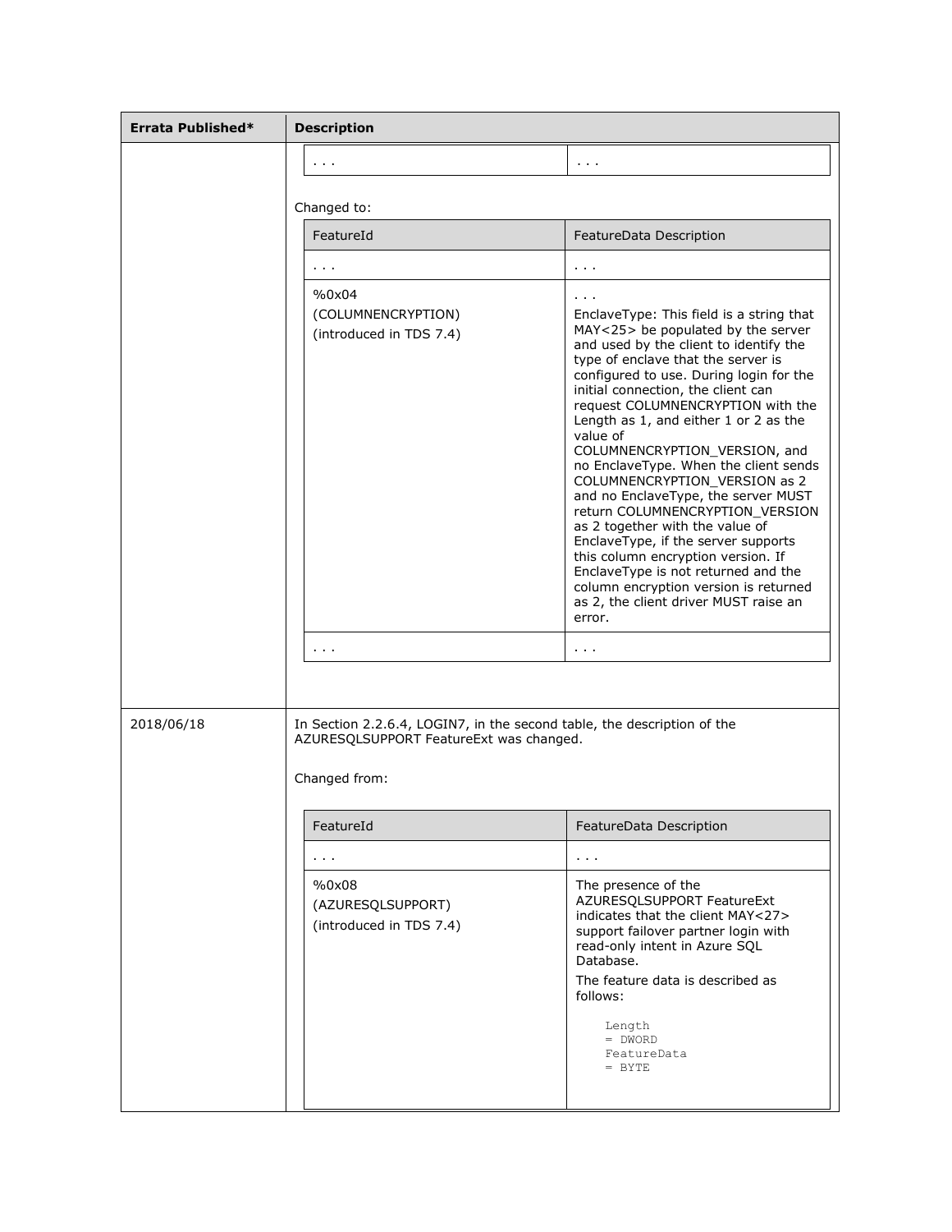| Errata Published* | Description |
|---|---|
| | . . . \| . . . |

Changed to:

| FeatureId | FeatureData Description |
|---|---|
| . . . | . . . |
| %0x04<br>(COLUMNENCRYPTION)<br>(introduced in TDS 7.4) | . . .<br>EnclaveType: This field is a string that MAY<25> be populated by the server and used by the client to identify the type of enclave that the server is configured to use. During login for the initial connection, the client can request COLUMNENCRYPTION with the Length as 1, and either 1 or 2 as the value of COLUMNENCRYPTION_VERSION, and no EnclaveType. When the client sends COLUMNENCRYPTION_VERSION as 2 and no EnclaveType, the server MUST return COLUMNENCRYPTION_VERSION as 2 together with the value of EnclaveType, if the server supports this column encryption version. If EnclaveType is not returned and the column encryption version is returned as 2, the client driver MUST raise an error. |
| . . . | . . . |

| Errata Published* | Description |
|---|---|
| 2018/06/18 | In Section 2.2.6.4, LOGIN7, in the second table, the description of the AZURESQLSUPPORT FeatureExt was changed. |

Changed from:

| FeatureId | FeatureData Description |
|---|---|
| . . . | . . . |
| %0x08<br>(AZURESQLSUPPORT)<br>(introduced in TDS 7.4) | The presence of the AZURESQLSUPPORT FeatureExt indicates that the client MAY<27> support failover partner login with read-only intent in Azure SQL Database.<br>The feature data is described as follows:<br>`Length = DWORD`<br>`FeatureData = BYTE` |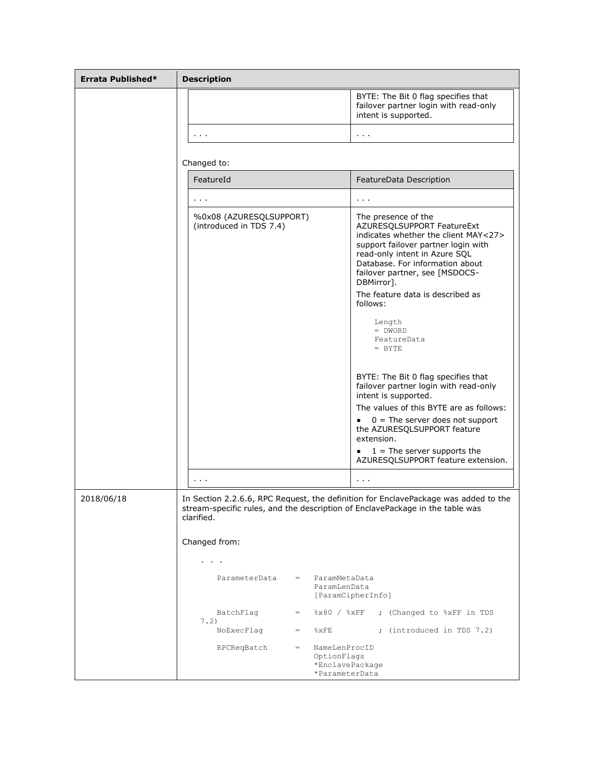| Errata Published* | Description |
| --- | --- |
| | (continued) |

| | |
| --- | --- |
| | BYTE: The Bit 0 flag specifies that failover partner login with read-only intent is supported. |
| . . . | . . . |

Changed to:

| FeatureId | FeatureData Description |
| --- | --- |
| . . . | . . . |
| %0x08 (AZURESQLSUPPORT) (introduced in TDS 7.4) | The presence of the AZURESQLSUPPORT FeatureExt indicates whether the client MAY<27> support failover partner login with read-only intent in Azure SQL Database. For information about failover partner, see [MSDOCS-DBMirror]. The feature data is described as follows: `Length = DWORD` `FeatureData = BYTE` BYTE: The Bit 0 flag specifies that failover partner login with read-only intent is supported. The values of this BYTE are as follows: • 0 = The server does not support the AZURESQLSUPPORT feature extension. • 1 = The server supports the AZURESQLSUPPORT feature extension. |
| . . . | . . . |

**2018/06/18**

In Section 2.2.6.6, RPC Request, the definition for EnclavePackage was added to the stream-specific rules, and the description of EnclavePackage in the table was clarified.

Changed from:

```
  . . .

    ParameterData    =   ParamMetaData
                         ParamLenData
                         [ParamCipherInfo]

    BatchFlag        =   %x80 / %xFF   ; (Changed to %xFF in TDS
7.2)
    NoExecFlag       =   %xFE          ; (introduced in TDS 7.2)

    RPCReqBatch      =   NameLenProcID
                         OptionFlags
                         *EnclavePackage
                         *ParameterData
```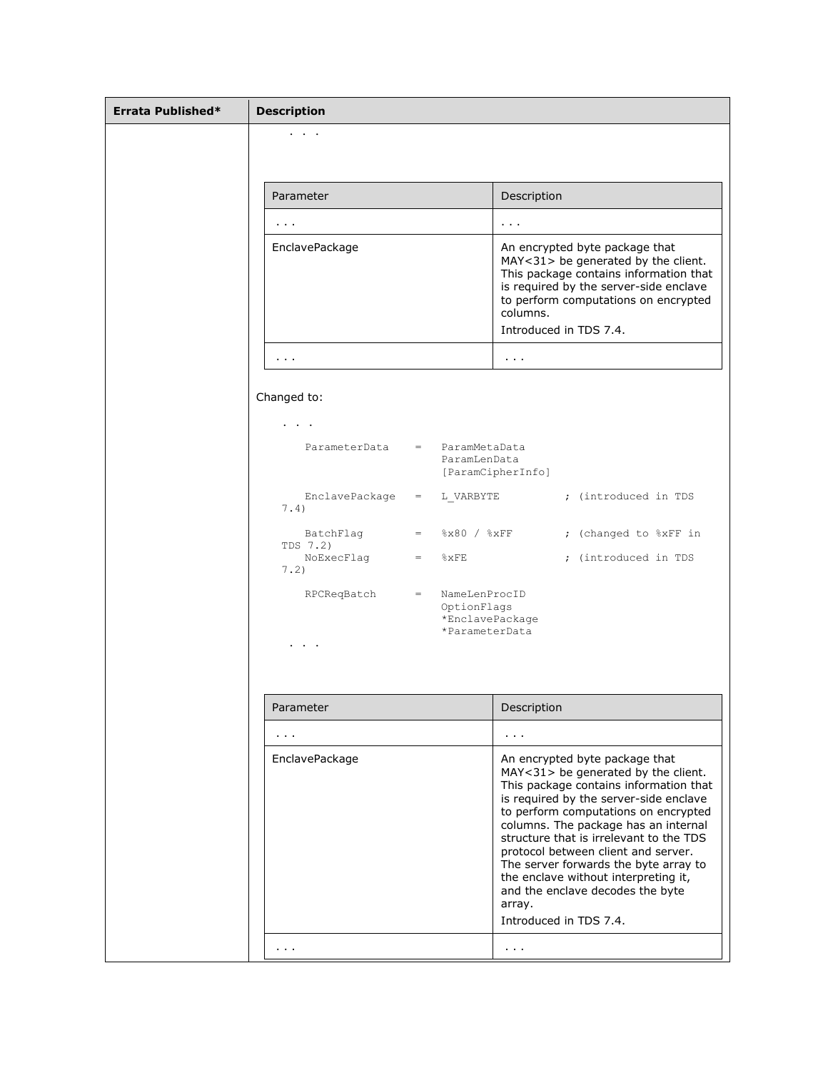| Errata Published* | Description |
| --- | --- |
| | . . . |

| Parameter | Description |
| --- | --- |
| . . . | . . . |
| EnclavePackage | An encrypted byte package that MAY<31> be generated by the client. This package contains information that is required by the server-side enclave to perform computations on encrypted columns.<br>Introduced in TDS 7.4. |
| . . . | . . . |

Changed to:

```
. . .

    ParameterData    =   ParamMetaData
                         ParamLenData
                         [ParamCipherInfo]

    EnclavePackage   =   L_VARBYTE          ; (introduced in TDS
7.4)

    BatchFlag        =   %x80 / %xFF        ; (changed to %xFF in
TDS 7.2)
    NoExecFlag       =   %xFE               ; (introduced in TDS
7.2)

    RPCReqBatch      =   NameLenProcID
                         OptionFlags
                         *EnclavePackage
                         *ParameterData
 . . .
```

| Parameter | Description |
| --- | --- |
| . . . | . . . |
| EnclavePackage | An encrypted byte package that MAY<31> be generated by the client. This package contains information that is required by the server-side enclave to perform computations on encrypted columns. The package has an internal structure that is irrelevant to the TDS protocol between client and server. The server forwards the byte array to the enclave without interpreting it, and the enclave decodes the byte array.<br>Introduced in TDS 7.4. |
| . . . | . . . |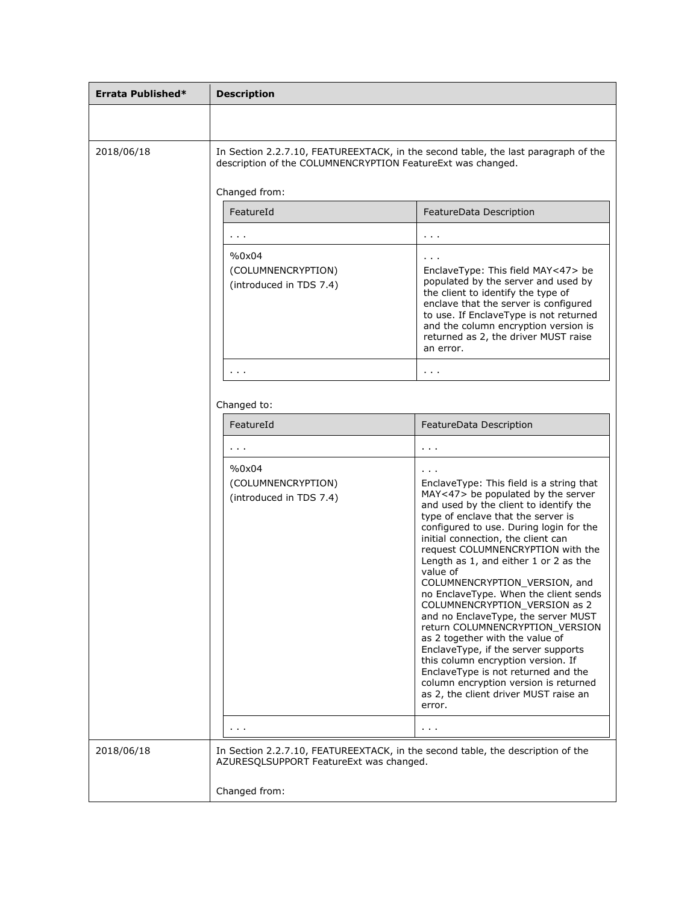| Errata Published* | Description |
| --- | --- |
| | |
| 2018/06/18 | In Section 2.2.7.10, FEATUREEXTACK, in the second table, the last paragraph of the description of the COLUMNENCRYPTION FeatureExt was changed.<br><br>Changed from:<br><br>FeatureId: . . .<br>FeatureData Description: . . .<br><br>FeatureId: %0x04 (COLUMNENCRYPTION) (introduced in TDS 7.4)<br>FeatureData Description: . . . EnclaveType: This field MAY<47> be populated by the server and used by the client to identify the type of enclave that the server is configured to use. If EnclaveType is not returned and the column encryption version is returned as 2, the driver MUST raise an error.<br><br>FeatureId: . . .<br>FeatureData Description: . . .<br><br>Changed to:<br><br>FeatureId: . . .<br>FeatureData Description: . . .<br><br>FeatureId: %0x04 (COLUMNENCRYPTION) (introduced in TDS 7.4)<br>FeatureData Description: . . . EnclaveType: This field is a string that MAY<47> be populated by the server and used by the client to identify the type of enclave that the server is configured to use. During login for the initial connection, the client can request COLUMNENCRYPTION with the Length as 1, and either 1 or 2 as the value of COLUMNENCRYPTION_VERSION, and no EnclaveType. When the client sends COLUMNENCRYPTION_VERSION as 2 and no EnclaveType, the server MUST return COLUMNENCRYPTION_VERSION as 2 together with the value of EnclaveType, if the server supports this column encryption version. If EnclaveType is not returned and the column encryption version is returned as 2, the client driver MUST raise an error.<br><br>FeatureId: . . .<br>FeatureData Description: . . . |
| 2018/06/18 | In Section 2.2.7.10, FEATUREEXTACK, in the second table, the description of the AZURESQLSUPPORT FeatureExt was changed.<br><br>Changed from: |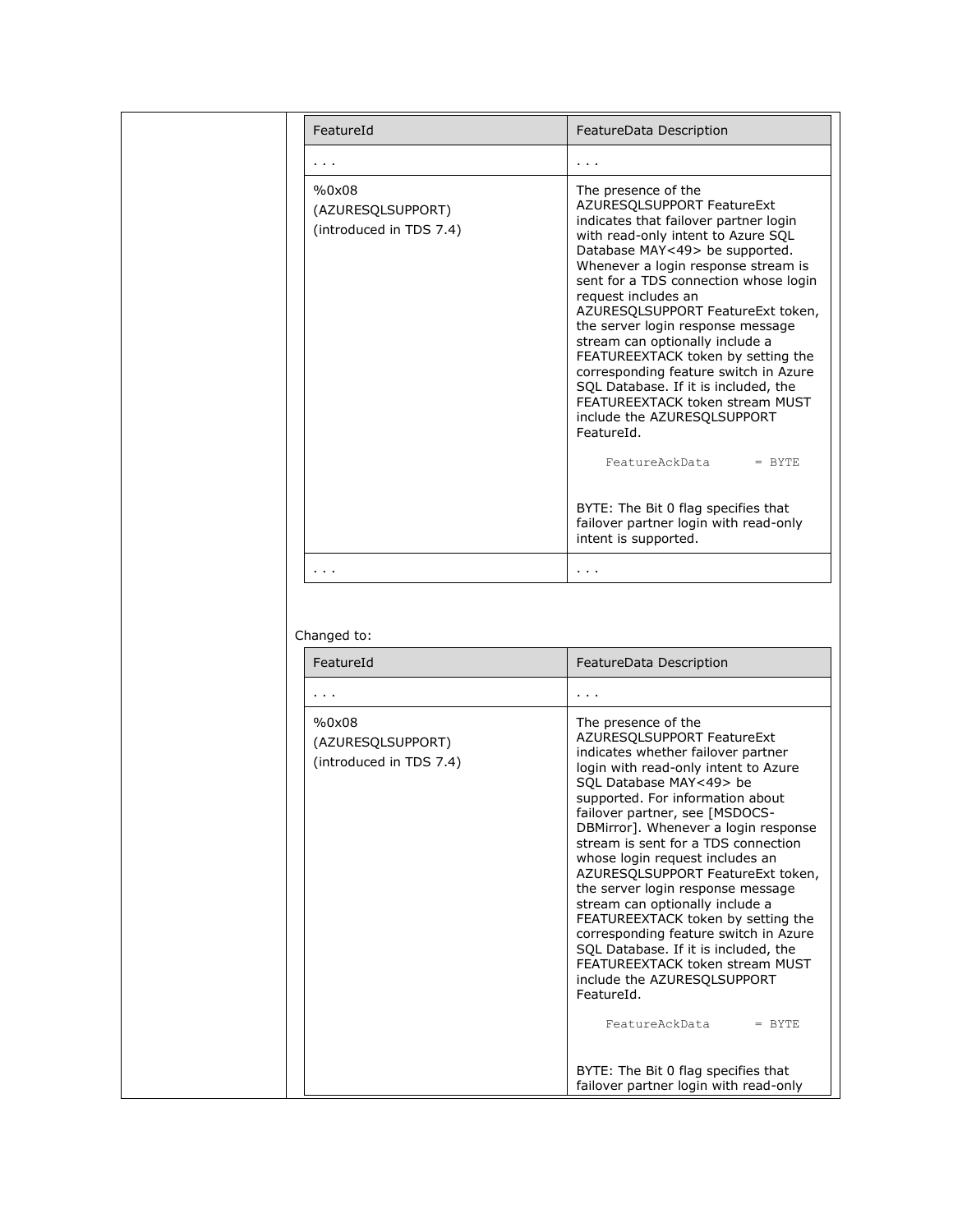| FeatureId | FeatureData Description |
| --- | --- |
| . . . | . . . |
| %0x08<br>(AZURESQLSUPPORT)<br>(introduced in TDS 7.4) | The presence of the AZURESQLSUPPORT FeatureExt indicates that failover partner login with read-only intent to Azure SQL Database MAY<49> be supported. Whenever a login response stream is sent for a TDS connection whose login request includes an AZURESQLSUPPORT FeatureExt token, the server login response message stream can optionally include a FEATUREEXTACK token by setting the corresponding feature switch in Azure SQL Database. If it is included, the FEATUREEXTACK token stream MUST include the AZURESQLSUPPORT FeatureId.<br>`FeatureAckData = BYTE`<br>BYTE: The Bit 0 flag specifies that failover partner login with read-only intent is supported. |
| . . . | . . . |

Changed to:

| FeatureId | FeatureData Description |
| --- | --- |
| . . . | . . . |
| %0x08<br>(AZURESQLSUPPORT)<br>(introduced in TDS 7.4) | The presence of the AZURESQLSUPPORT FeatureExt indicates whether failover partner login with read-only intent to Azure SQL Database MAY<49> be supported. For information about failover partner, see [MSDOCS-DBMirror]. Whenever a login response stream is sent for a TDS connection whose login request includes an AZURESQLSUPPORT FeatureExt token, the server login response message stream can optionally include a FEATUREEXTACK token by setting the corresponding feature switch in Azure SQL Database. If it is included, the FEATUREEXTACK token stream MUST include the AZURESQLSUPPORT FeatureId.<br>`FeatureAckData = BYTE`<br>BYTE: The Bit 0 flag specifies that failover partner login with read-only |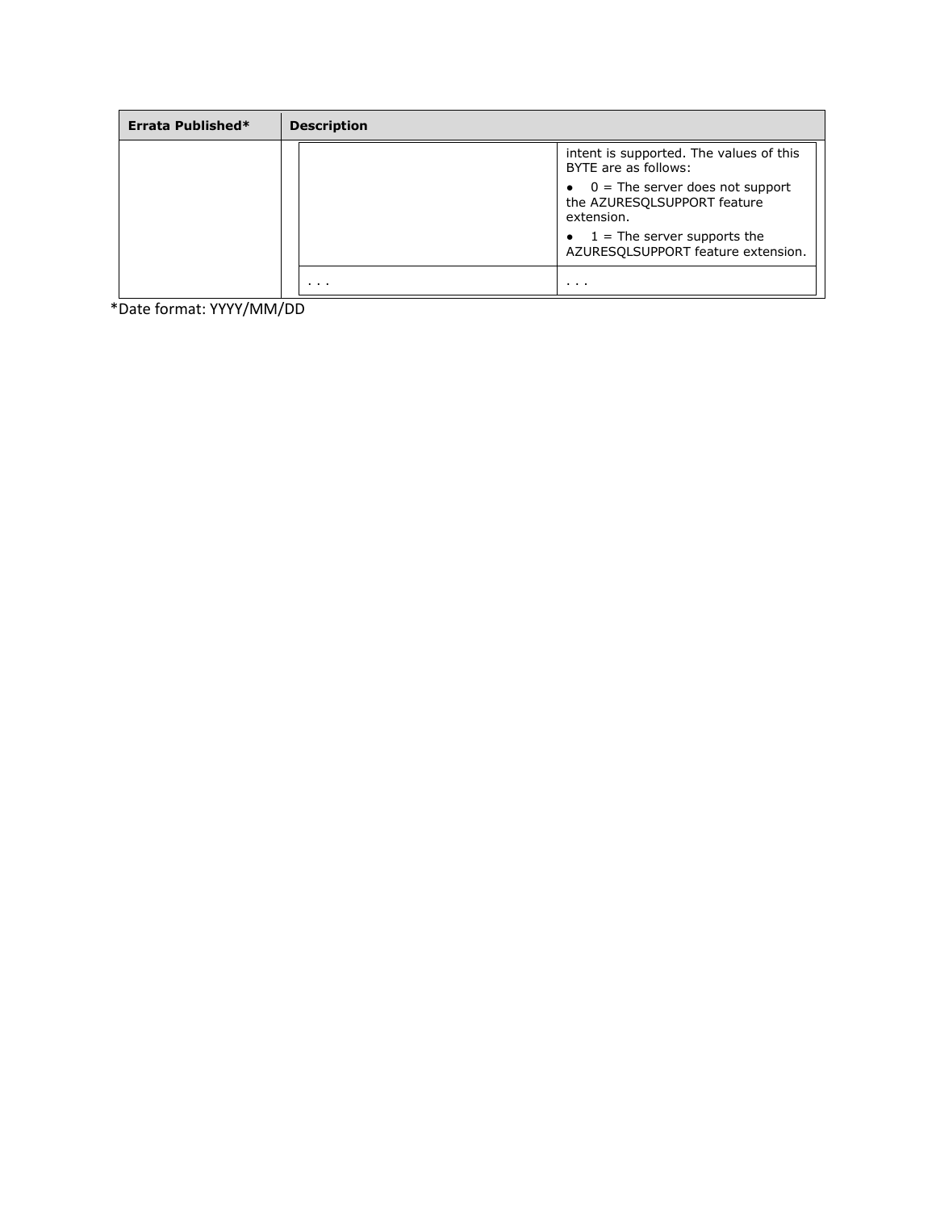| Errata Published* | Description | |
|---|---|---|
| | | intent is supported. The values of this BYTE are as follows:<br>● 0 = The server does not support the AZURESQLSUPPORT feature extension.<br>● 1 = The server supports the AZURESQLSUPPORT feature extension. |
| | . . . | . . . |

*Date format: YYYY/MM/DD